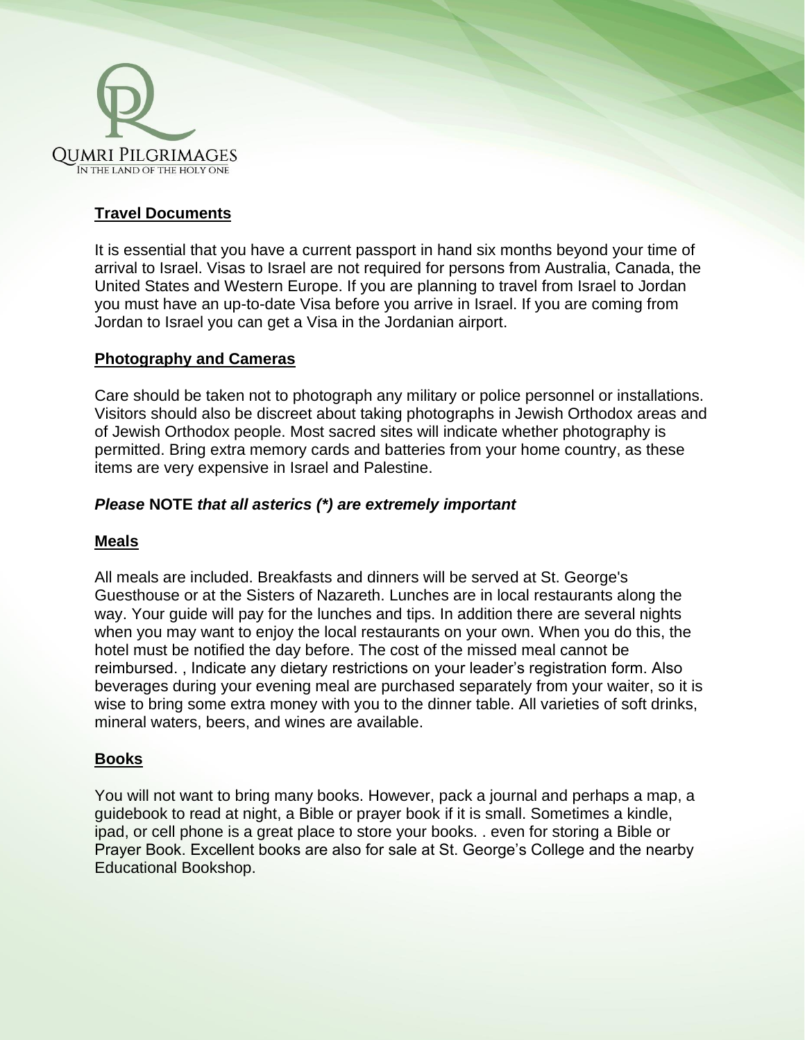QUMRI PILGRIMAGES
IN THE LAND OF THE HOLY ONE

## Travel Documents

It is essential that you have a current passport in hand six months beyond your time of arrival to Israel. Visas to Israel are not required for persons from Australia, Canada, the United States and Western Europe. If you are planning to travel from Israel to Jordan you must have an up-to-date Visa before you arrive in Israel. If you are coming from Jordan to Israel you can get a Visa in the Jordanian airport.

## Photography and Cameras

Care should be taken not to photograph any military or police personnel or installations. Visitors should also be discreet about taking photographs in Jewish Orthodox areas and of Jewish Orthodox people. Most sacred sites will indicate whether photography is permitted. Bring extra memory cards and batteries from your home country, as these items are very expensive in Israel and Palestine.

***Please* NOTE *that all asterics (*) are extremely important***

## Meals

All meals are included. Breakfasts and dinners will be served at St. George's Guesthouse or at the Sisters of Nazareth. Lunches are in local restaurants along the way. Your guide will pay for the lunches and tips. In addition there are several nights when you may want to enjoy the local restaurants on your own. When you do this, the hotel must be notified the day before. The cost of the missed meal cannot be reimbursed. , Indicate any dietary restrictions on your leader's registration form. Also beverages during your evening meal are purchased separately from your waiter, so it is wise to bring some extra money with you to the dinner table. All varieties of soft drinks, mineral waters, beers, and wines are available.

## Books

You will not want to bring many books. However, pack a journal and perhaps a map, a guidebook to read at night, a Bible or prayer book if it is small. Sometimes a kindle, ipad, or cell phone is a great place to store your books. . even for storing a Bible or Prayer Book. Excellent books are also for sale at St. George's College and the nearby Educational Bookshop.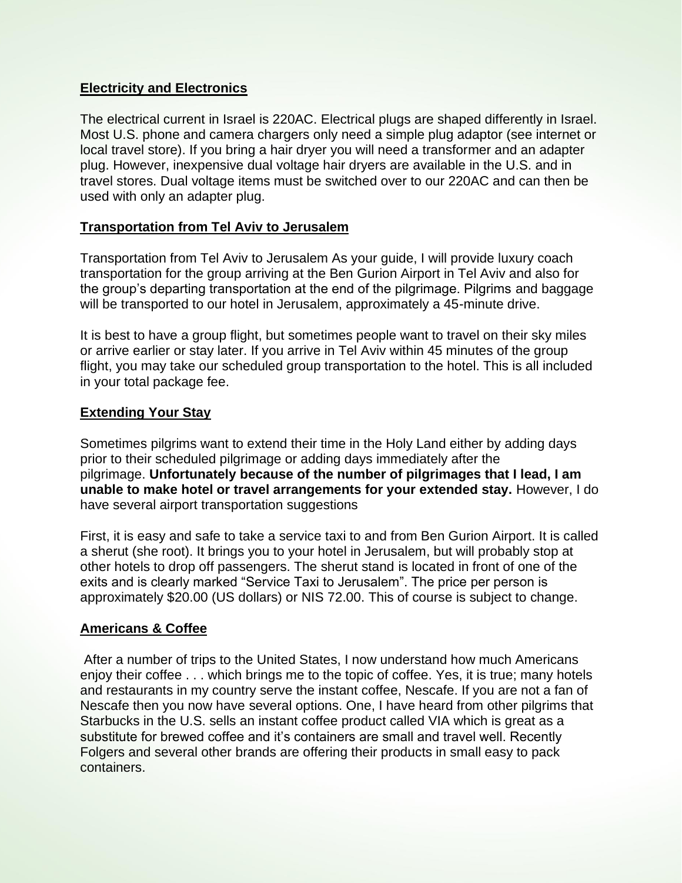## Electricity and Electronics

The electrical current in Israel is 220AC. Electrical plugs are shaped differently in Israel. Most U.S. phone and camera chargers only need a simple plug adaptor (see internet or local travel store). If you bring a hair dryer you will need a transformer and an adapter plug. However, inexpensive dual voltage hair dryers are available in the U.S. and in travel stores. Dual voltage items must be switched over to our 220AC and can then be used with only an adapter plug.

## Transportation from Tel Aviv to Jerusalem

Transportation from Tel Aviv to Jerusalem As your guide, I will provide luxury coach transportation for the group arriving at the Ben Gurion Airport in Tel Aviv and also for the group's departing transportation at the end of the pilgrimage. Pilgrims and baggage will be transported to our hotel in Jerusalem, approximately a 45-minute drive.

It is best to have a group flight, but sometimes people want to travel on their sky miles or arrive earlier or stay later. If you arrive in Tel Aviv within 45 minutes of the group flight, you may take our scheduled group transportation to the hotel. This is all included in your total package fee.

## Extending Your Stay

Sometimes pilgrims want to extend their time in the Holy Land either by adding days prior to their scheduled pilgrimage or adding days immediately after the pilgrimage. **Unfortunately because of the number of pilgrimages that I lead, I am unable to make hotel or travel arrangements for your extended stay.** However, I do have several airport transportation suggestions

First, it is easy and safe to take a service taxi to and from Ben Gurion Airport. It is called a sherut (she root). It brings you to your hotel in Jerusalem, but will probably stop at other hotels to drop off passengers. The sherut stand is located in front of one of the exits and is clearly marked "Service Taxi to Jerusalem". The price per person is approximately $20.00 (US dollars) or NIS 72.00. This of course is subject to change.

## Americans & Coffee

After a number of trips to the United States, I now understand how much Americans enjoy their coffee . . . which brings me to the topic of coffee. Yes, it is true; many hotels and restaurants in my country serve the instant coffee, Nescafe. If you are not a fan of Nescafe then you now have several options. One, I have heard from other pilgrims that Starbucks in the U.S. sells an instant coffee product called VIA which is great as a substitute for brewed coffee and it's containers are small and travel well. Recently Folgers and several other brands are offering their products in small easy to pack containers.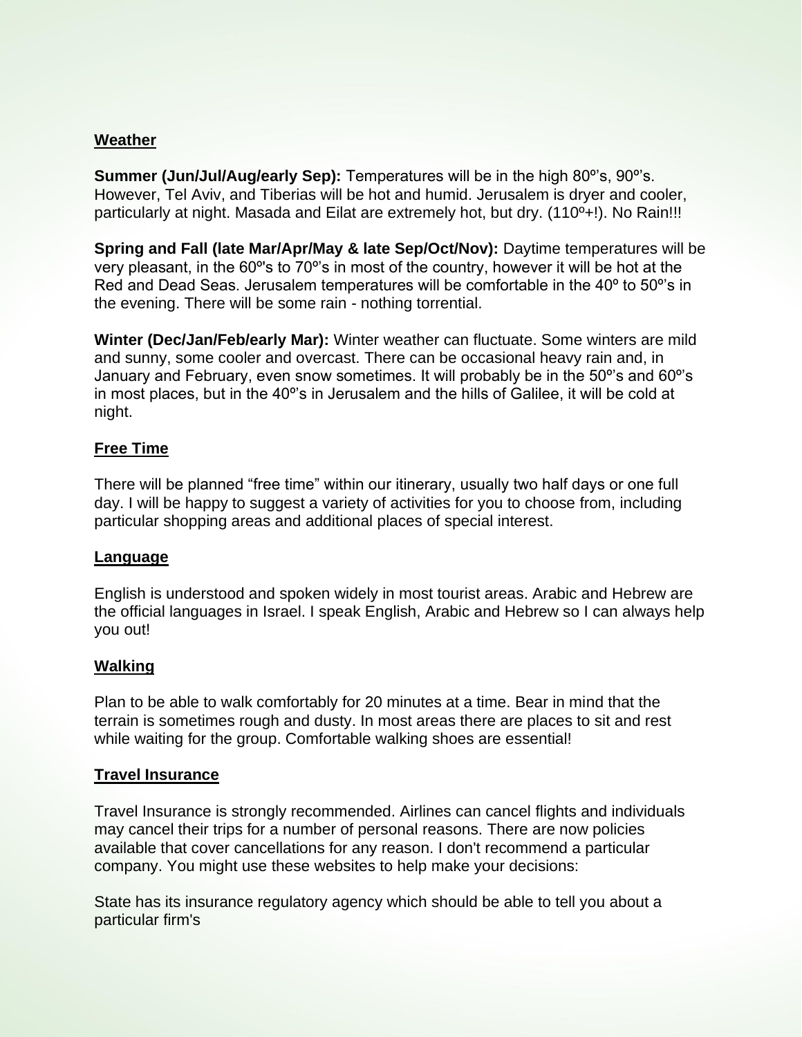## Weather

**Summer (Jun/Jul/Aug/early Sep):** Temperatures will be in the high 80º's, 90º's. However, Tel Aviv, and Tiberias will be hot and humid. Jerusalem is dryer and cooler, particularly at night. Masada and Eilat are extremely hot, but dry. (110º+!). No Rain!!!

**Spring and Fall (late Mar/Apr/May & late Sep/Oct/Nov):** Daytime temperatures will be very pleasant, in the 60º's to 70º's in most of the country, however it will be hot at the Red and Dead Seas. Jerusalem temperatures will be comfortable in the 40º to 50º's in the evening. There will be some rain - nothing torrential.

**Winter (Dec/Jan/Feb/early Mar):** Winter weather can fluctuate. Some winters are mild and sunny, some cooler and overcast. There can be occasional heavy rain and, in January and February, even snow sometimes. It will probably be in the 50º's and 60º's in most places, but in the 40º's in Jerusalem and the hills of Galilee, it will be cold at night.

## Free Time

There will be planned "free time" within our itinerary, usually two half days or one full day. I will be happy to suggest a variety of activities for you to choose from, including particular shopping areas and additional places of special interest.

## Language

English is understood and spoken widely in most tourist areas. Arabic and Hebrew are the official languages in Israel. I speak English, Arabic and Hebrew so I can always help you out!

## Walking

Plan to be able to walk comfortably for 20 minutes at a time. Bear in mind that the terrain is sometimes rough and dusty. In most areas there are places to sit and rest while waiting for the group. Comfortable walking shoes are essential!

## Travel Insurance

Travel Insurance is strongly recommended. Airlines can cancel flights and individuals may cancel their trips for a number of personal reasons. There are now policies available that cover cancellations for any reason. I don't recommend a particular company. You might use these websites to help make your decisions:

State has its insurance regulatory agency which should be able to tell you about a particular firm's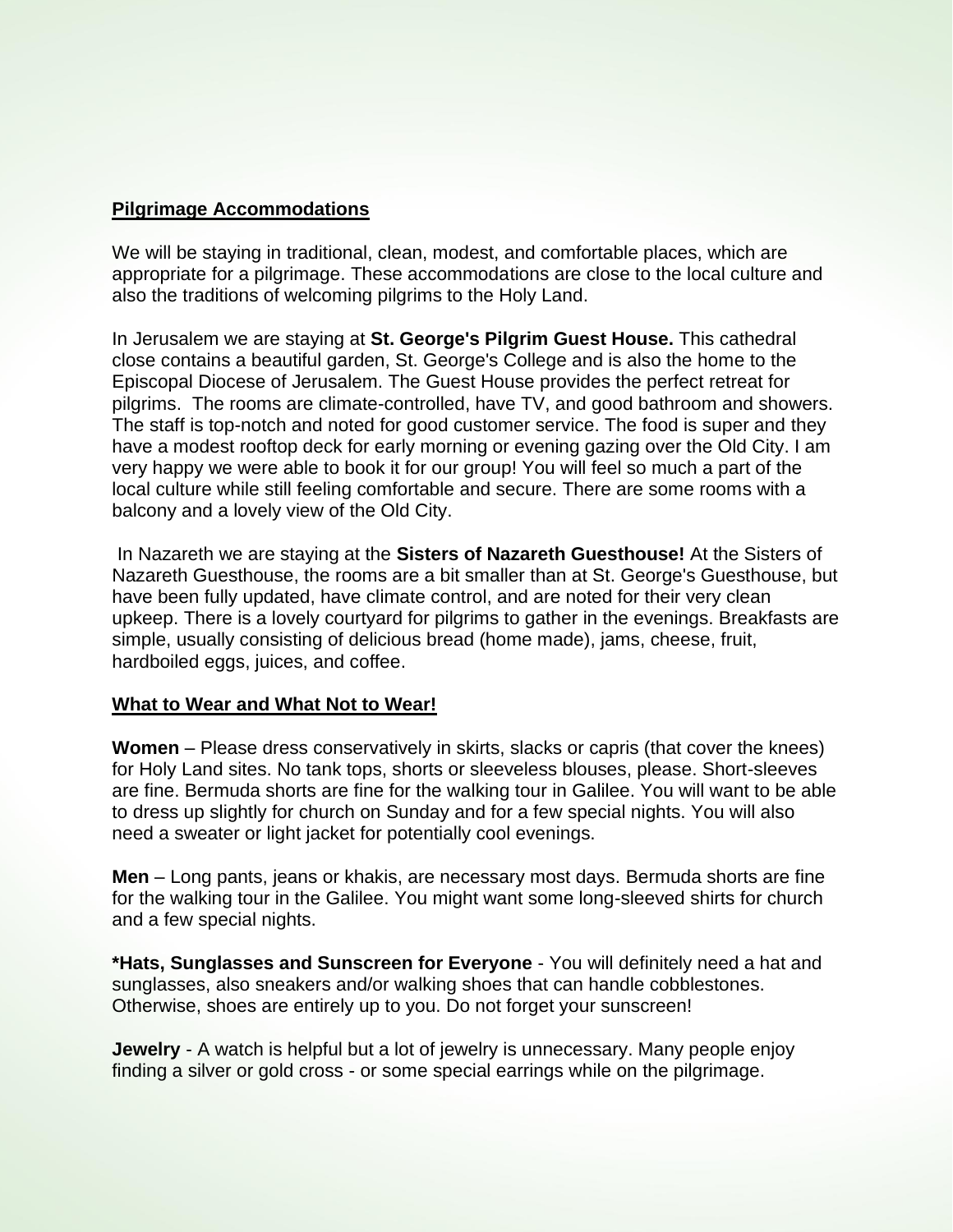## Pilgrimage Accommodations

We will be staying in traditional, clean, modest, and comfortable places, which are appropriate for a pilgrimage. These accommodations are close to the local culture and also the traditions of welcoming pilgrims to the Holy Land.

In Jerusalem we are staying at **St. George's Pilgrim Guest House.** This cathedral close contains a beautiful garden, St. George's College and is also the home to the Episcopal Diocese of Jerusalem. The Guest House provides the perfect retreat for pilgrims. The rooms are climate-controlled, have TV, and good bathroom and showers. The staff is top-notch and noted for good customer service. The food is super and they have a modest rooftop deck for early morning or evening gazing over the Old City. I am very happy we were able to book it for our group! You will feel so much a part of the local culture while still feeling comfortable and secure. There are some rooms with a balcony and a lovely view of the Old City.

In Nazareth we are staying at the **Sisters of Nazareth Guesthouse!** At the Sisters of Nazareth Guesthouse, the rooms are a bit smaller than at St. George's Guesthouse, but have been fully updated, have climate control, and are noted for their very clean upkeep. There is a lovely courtyard for pilgrims to gather in the evenings. Breakfasts are simple, usually consisting of delicious bread (home made), jams, cheese, fruit, hardboiled eggs, juices, and coffee.

## What to Wear and What Not to Wear!

**Women** – Please dress conservatively in skirts, slacks or capris (that cover the knees) for Holy Land sites. No tank tops, shorts or sleeveless blouses, please. Short-sleeves are fine. Bermuda shorts are fine for the walking tour in Galilee. You will want to be able to dress up slightly for church on Sunday and for a few special nights. You will also need a sweater or light jacket for potentially cool evenings.

**Men** – Long pants, jeans or khakis, are necessary most days. Bermuda shorts are fine for the walking tour in the Galilee. You might want some long-sleeved shirts for church and a few special nights.

***Hats, Sunglasses and Sunscreen for Everyone** - You will definitely need a hat and sunglasses, also sneakers and/or walking shoes that can handle cobblestones. Otherwise, shoes are entirely up to you. Do not forget your sunscreen!

**Jewelry** - A watch is helpful but a lot of jewelry is unnecessary. Many people enjoy finding a silver or gold cross - or some special earrings while on the pilgrimage.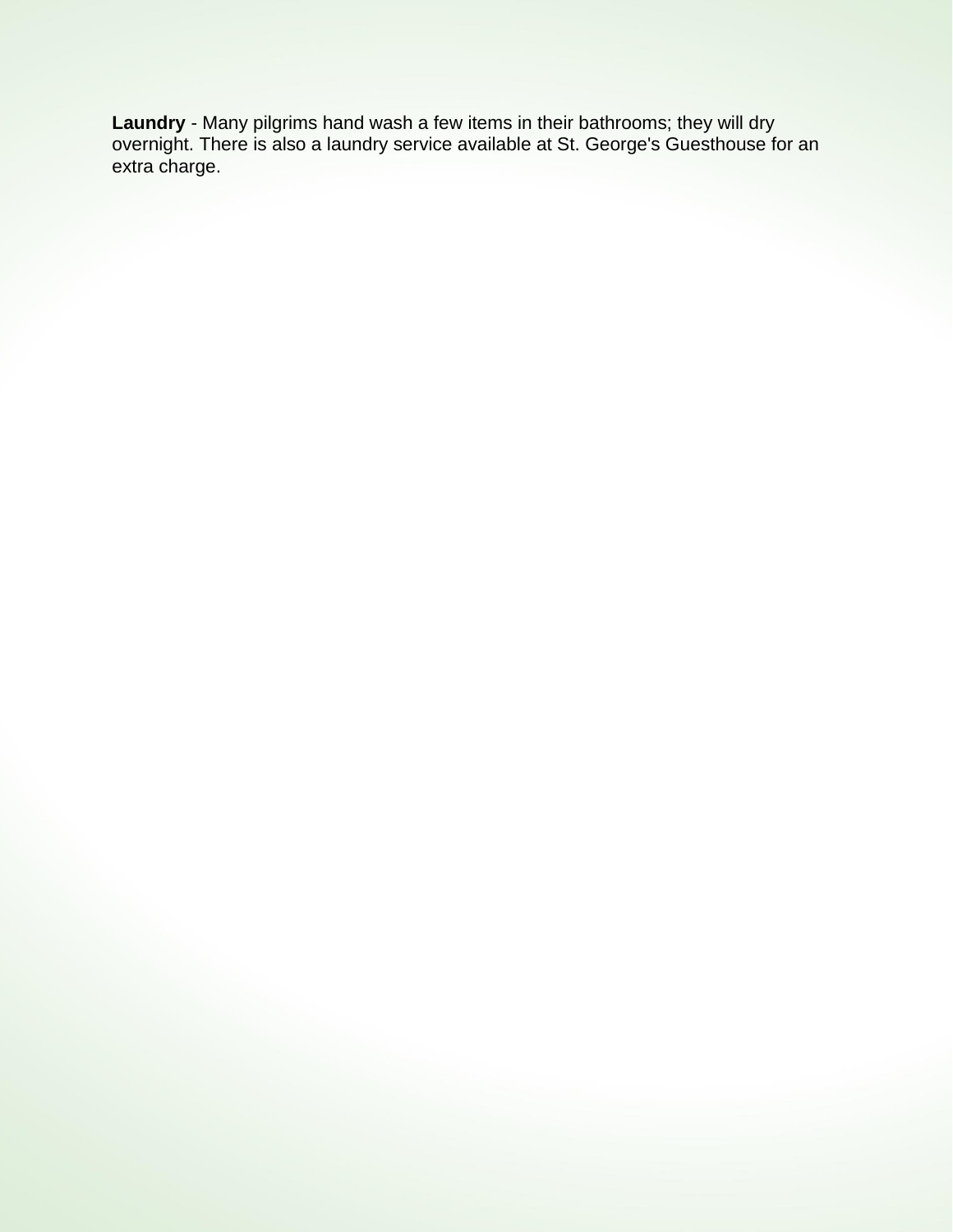**Laundry** - Many pilgrims hand wash a few items in their bathrooms; they will dry overnight. There is also a laundry service available at St. George's Guesthouse for an extra charge.